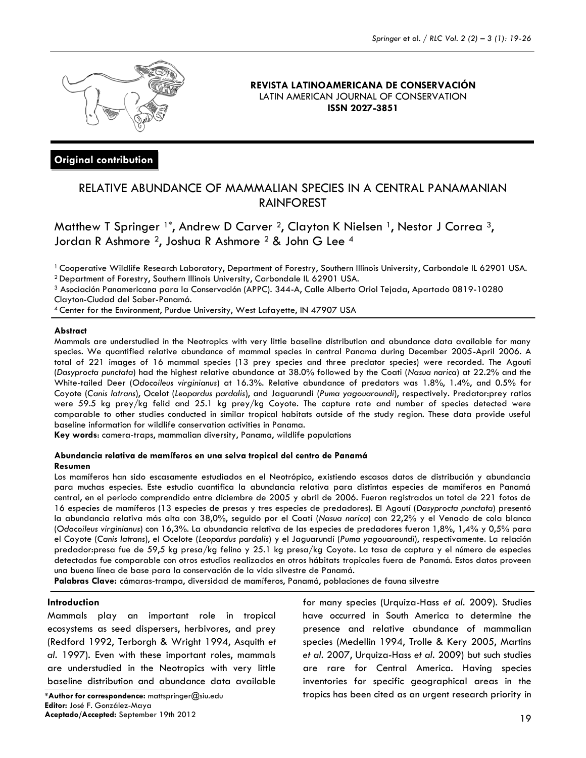**REVISTA LATINOAMERICANA DE CONSERVACIÓN**
LATIN AMERICAN JOURNAL OF CONSERVATION
**ISSN 2027-3851**

**Original contribution**

# RELATIVE ABUNDANCE OF MAMMALIAN SPECIES IN A CENTRAL PANAMANIAN RAINFOREST

Matthew T Springer [1*], Andrew D Carver [2], Clayton K Nielsen [1], Nestor J Correa [3], Jordan R Ashmore [2], Joshua R Ashmore [2] & John G Lee [4]

[1] Cooperative Wildlife Research Laboratory, Department of Forestry, Southern Illinois University, Carbondale IL 62901 USA.
[2] Department of Forestry, Southern Illinois University, Carbondale IL 62901 USA.
[3] Asociación Panamericana para la Conservación (APPC). 344-A, Calle Alberto Oriol Tejada, Apartado 0819-10280 Clayton-Ciudad del Saber-Panamá.
[4] Center for the Environment, Purdue University, West Lafayette, IN 47907 USA

**Abstract**

Mammals are understudied in the Neotropics with very little baseline distribution and abundance data available for many species. We quantified relative abundance of mammal species in central Panama during December 2005-April 2006. A total of 221 images of 16 mammal species (13 prey species and three predator species) were recorded. The Agouti (*Dasyprocta punctata*) had the highest relative abundance at 38.0% followed by the Coati (*Nasua narica*) at 22.2% and the White-tailed Deer (*Odocoileus virginianus*) at 16.3%. Relative abundance of predators was 1.8%, 1.4%, and 0.5% for Coyote (*Canis latrans*), Ocelot (*Leopardus pardalis*), and Jaguarundi (*Puma yagouaroundi*), respectively. Predator:prey ratios were 59.5 kg prey/kg felid and 25.1 kg prey/kg Coyote. The capture rate and number of species detected were comparable to other studies conducted in similar tropical habitats outside of the study region. These data provide useful baseline information for wildlife conservation activities in Panama.

**Key words:** camera-traps, mammalian diversity, Panama, wildlife populations

**Abundancia relativa de mamíferos en una selva tropical del centro de Panamá**

**Resumen**

Los mamíferos han sido escasamente estudiados en el Neotrópico, existiendo escasos datos de distribución y abundancia para muchas especies. Este estudio cuantifica la abundancia relativa para distintas especies de mamíferos en Panamá central, en el período comprendido entre diciembre de 2005 y abril de 2006. Fueron registrados un total de 221 fotos de 16 especies de mamíferos (13 especies de presas y tres especies de predadores). El Agoutí (*Dasyprocta punctata*) presentó la abundancia relativa más alta con 38,0%, seguido por el Coatí (*Nasua narica*) con 22,2% y el Venado de cola blanca (*Odocoileus virginianus*) con 16,3%. La abundancia relativa de las especies de predadores fueron 1,8%, 1,4% y 0,5% para el Coyote (*Canis latrans*), el Ocelote (*Leopardus pardalis*) y el Jaguarundí (*Puma yagouaroundi*), respectivamente. La relación predador:presa fue de 59,5 kg presa/kg felino y 25.1 kg presa/kg Coyote. La tasa de captura y el número de especies detectadas fue comparable con otros estudios realizados en otros hábitats tropicales fuera de Panamá. Estos datos proveen una buena línea de base para la conservación de la vida silvestre de Panamá.

**Palabras Clave:** cámaras-trampa, diversidad de mamíferos, Panamá, poblaciones de fauna silvestre

## Introduction

Mammals play an important role in tropical ecosystems as seed dispersers, herbivores, and prey (Redford 1992, Terborgh & Wright 1994, Asquith *et al.* 1997). Even with these important roles, mammals are understudied in the Neotropics with very little baseline distribution and abundance data available for many species (Urquiza-Hass *et al.* 2009). Studies have occurred in South America to determine the presence and relative abundance of mammalian species (Medellin 1994, Trolle & Kery 2005, Martins *et al.* 2007, Urquiza-Hass *et al.* 2009) but such studies are rare for Central America. Having species inventories for specific geographical areas in the tropics has been cited as an urgent research priority in

*Author for correspondence: mattspringer@siu.edu
**Editor:** José F. González-Maya
**Aceptado/Accepted:** September 19th 2012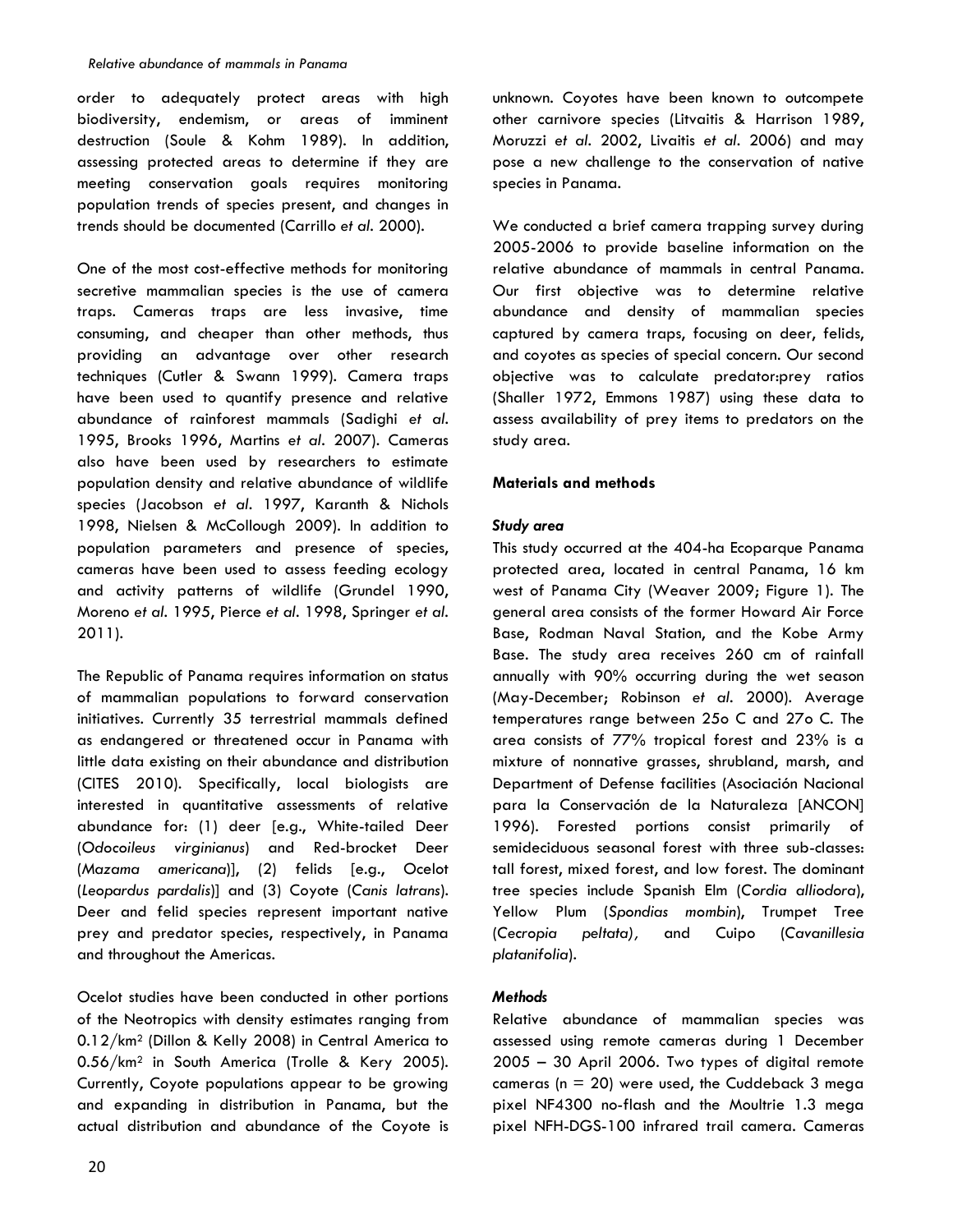order to adequately protect areas with high biodiversity, endemism, or areas of imminent destruction (Soule & Kohm 1989). In addition, assessing protected areas to determine if they are meeting conservation goals requires monitoring population trends of species present, and changes in trends should be documented (Carrillo *et al.* 2000).

One of the most cost-effective methods for monitoring secretive mammalian species is the use of camera traps. Cameras traps are less invasive, time consuming, and cheaper than other methods, thus providing an advantage over other research techniques (Cutler & Swann 1999). Camera traps have been used to quantify presence and relative abundance of rainforest mammals (Sadighi *et al.* 1995, Brooks 1996, Martins *et al.* 2007). Cameras also have been used by researchers to estimate population density and relative abundance of wildlife species (Jacobson *et al.* 1997, Karanth & Nichols 1998, Nielsen & McCollough 2009). In addition to population parameters and presence of species, cameras have been used to assess feeding ecology and activity patterns of wildlife (Grundel 1990, Moreno *et al.* 1995, Pierce *et al.* 1998, Springer *et al.* 2011).

The Republic of Panama requires information on status of mammalian populations to forward conservation initiatives. Currently 35 terrestrial mammals defined as endangered or threatened occur in Panama with little data existing on their abundance and distribution (CITES 2010). Specifically, local biologists are interested in quantitative assessments of relative abundance for: (1) deer [e.g., White-tailed Deer (*Odocoileus virginianus*) and Red-brocket Deer (*Mazama americana*)], (2) felids [e.g., Ocelot (*Leopardus pardalis*)] and (3) Coyote (*Canis latrans*). Deer and felid species represent important native prey and predator species, respectively, in Panama and throughout the Americas.

Ocelot studies have been conducted in other portions of the Neotropics with density estimates ranging from 0.12/km$^2$ (Dillon & Kelly 2008) in Central America to 0.56/km$^2$ in South America (Trolle & Kery 2005). Currently, Coyote populations appear to be growing and expanding in distribution in Panama, but the actual distribution and abundance of the Coyote is unknown. Coyotes have been known to outcompete other carnivore species (Litvaitis & Harrison 1989, Moruzzi *et al.* 2002, Livaitis *et al.* 2006) and may pose a new challenge to the conservation of native species in Panama.

We conducted a brief camera trapping survey during 2005-2006 to provide baseline information on the relative abundance of mammals in central Panama. Our first objective was to determine relative abundance and density of mammalian species captured by camera traps, focusing on deer, felids, and coyotes as species of special concern. Our second objective was to calculate predator:prey ratios (Shaller 1972, Emmons 1987) using these data to assess availability of prey items to predators on the study area.

## Materials and methods

### *Study area*

This study occurred at the 404-ha Ecoparque Panama protected area, located in central Panama, 16 km west of Panama City (Weaver 2009; Figure 1). The general area consists of the former Howard Air Force Base, Rodman Naval Station, and the Kobe Army Base. The study area receives 260 cm of rainfall annually with 90% occurring during the wet season (May-December; Robinson *et al.* 2000). Average temperatures range between 25o C and 27o C. The area consists of 77% tropical forest and 23% is a mixture of nonnative grasses, shrubland, marsh, and Department of Defense facilities (Asociación Nacional para la Conservación de la Naturaleza [ANCON] 1996). Forested portions consist primarily of semideciduous seasonal forest with three sub-classes: tall forest, mixed forest, and low forest. The dominant tree species include Spanish Elm (*Cordia alliodora*), Yellow Plum (*Spondias mombin*), Trumpet Tree (*Cecropia peltata),* and Cuipo (*Cavanillesia platanifolia*).

### *Methods*

Relative abundance of mammalian species was assessed using remote cameras during 1 December 2005 – 30 April 2006. Two types of digital remote cameras (n = 20) were used, the Cuddeback 3 mega pixel NF4300 no-flash and the Moultrie 1.3 mega pixel NFH-DGS-100 infrared trail camera. Cameras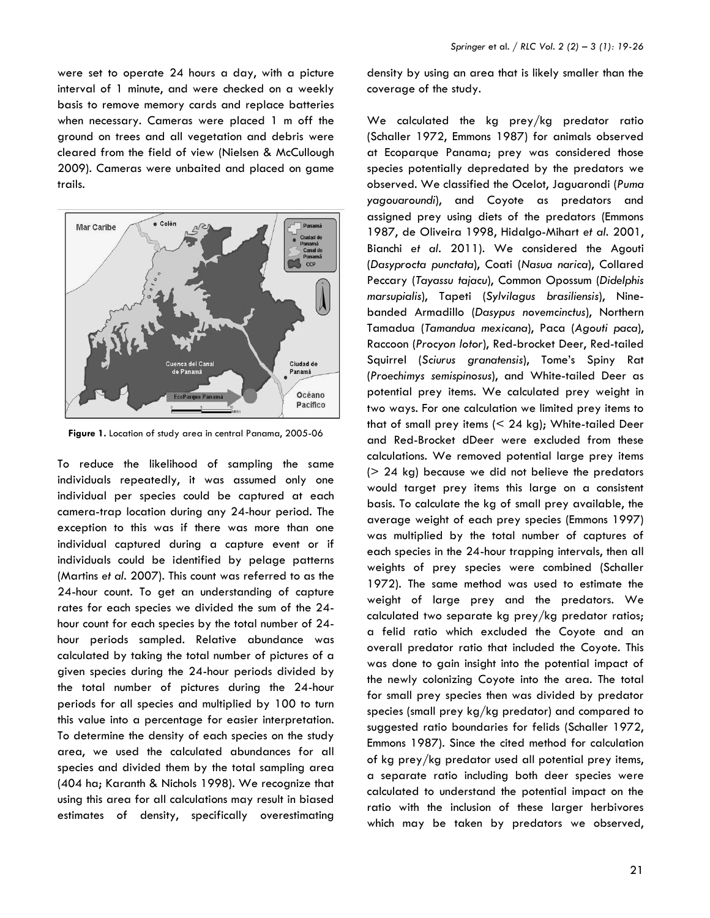were set to operate 24 hours a day, with a picture interval of 1 minute, and were checked on a weekly basis to remove memory cards and replace batteries when necessary. Cameras were placed 1 m off the ground on trees and all vegetation and debris were cleared from the field of view (Nielsen & McCullough 2009). Cameras were unbaited and placed on game trails.

**Figure 1.** Location of study area in central Panama, 2005-06

To reduce the likelihood of sampling the same individuals repeatedly, it was assumed only one individual per species could be captured at each camera-trap location during any 24-hour period. The exception to this was if there was more than one individual captured during a capture event or if individuals could be identified by pelage patterns (Martins *et al.* 2007). This count was referred to as the 24-hour count. To get an understanding of capture rates for each species we divided the sum of the 24-hour count for each species by the total number of 24-hour periods sampled. Relative abundance was calculated by taking the total number of pictures of a given species during the 24-hour periods divided by the total number of pictures during the 24-hour periods for all species and multiplied by 100 to turn this value into a percentage for easier interpretation. To determine the density of each species on the study area, we used the calculated abundances for all species and divided them by the total sampling area (404 ha; Karanth & Nichols 1998). We recognize that using this area for all calculations may result in biased estimates of density, specifically overestimating density by using an area that is likely smaller than the coverage of the study.

We calculated the kg prey/kg predator ratio (Schaller 1972, Emmons 1987) for animals observed at Ecoparque Panama; prey was considered those species potentially depredated by the predators we observed. We classified the Ocelot, Jaguarondi (*Puma yagouaroundi*), and Coyote as predators and assigned prey using diets of the predators (Emmons 1987, de Oliveira 1998, Hidalgo-Mihart *et al.* 2001, Bianchi *et al.* 2011). We considered the Agouti (*Dasyprocta punctata*), Coati (*Nasua narica*), Collared Peccary (*Tayassu tajacu*), Common Opossum (*Didelphis marsupialis*), Tapeti (*Sylvilagus brasiliensis*), Nine-banded Armadillo (*Dasypus novemcinctus*), Northern Tamadua (*Tamandua mexicana*), Paca (*Agouti paca*), Raccoon (*Procyon lotor*), Red-brocket Deer, Red-tailed Squirrel (*Sciurus granatensis*), Tome's Spiny Rat (*Proechimys semispinosus*), and White-tailed Deer as potential prey items. We calculated prey weight in two ways. For one calculation we limited prey items to that of small prey items (< 24 kg); White-tailed Deer and Red-Brocket dDeer were excluded from these calculations. We removed potential large prey items (> 24 kg) because we did not believe the predators would target prey items this large on a consistent basis. To calculate the kg of small prey available, the average weight of each prey species (Emmons 1997) was multiplied by the total number of captures of each species in the 24-hour trapping intervals, then all weights of prey species were combined (Schaller 1972). The same method was used to estimate the weight of large prey and the predators. We calculated two separate kg prey/kg predator ratios; a felid ratio which excluded the Coyote and an overall predator ratio that included the Coyote. This was done to gain insight into the potential impact of the newly colonizing Coyote into the area. The total for small prey species then was divided by predator species (small prey kg/kg predator) and compared to suggested ratio boundaries for felids (Schaller 1972, Emmons 1987). Since the cited method for calculation of kg prey/kg predator used all potential prey items, a separate ratio including both deer species were calculated to understand the potential impact on the ratio with the inclusion of these larger herbivores which may be taken by predators we observed,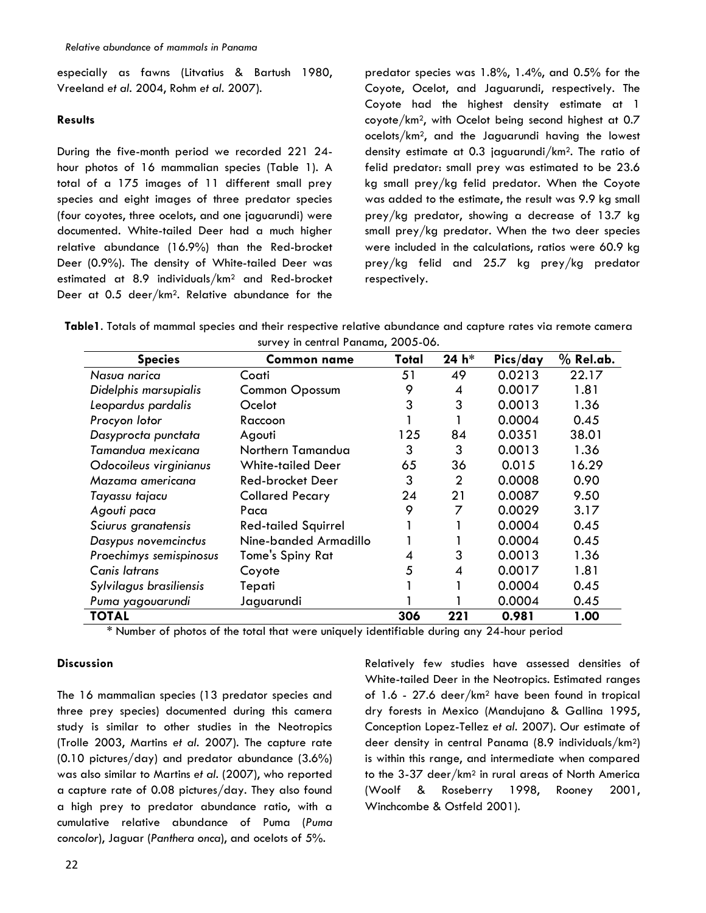especially as fawns (Litvatius & Bartush 1980, Vreeland *et al.* 2004, Rohm *et al.* 2007).

**Results**

During the five-month period we recorded 221 24-hour photos of 16 mammalian species (Table 1). A total of a 175 images of 11 different small prey species and eight images of three predator species (four coyotes, three ocelots, and one jaguarundi) were documented. White-tailed Deer had a much higher relative abundance (16.9%) than the Red-brocket Deer (0.9%). The density of White-tailed Deer was estimated at 8.9 individuals/km$^2$ and Red-brocket Deer at 0.5 deer/km$^2$. Relative abundance for the predator species was 1.8%, 1.4%, and 0.5% for the Coyote, Ocelot, and Jaguarundi, respectively. The Coyote had the highest density estimate at 1 coyote/km$^2$, with Ocelot being second highest at 0.7 ocelots/km$^2$, and the Jaguarundi having the lowest density estimate at 0.3 jaguarundi/km$^2$. The ratio of felid predator: small prey was estimated to be 23.6 kg small prey/kg felid predator. When the Coyote was added to the estimate, the result was 9.9 kg small prey/kg predator, showing a decrease of 13.7 kg small prey/kg predator. When the two deer species were included in the calculations, ratios were 60.9 kg prey/kg felid and 25.7 kg prey/kg predator respectively.

**Table1**. Totals of mammal species and their respective relative abundance and capture rates via remote camera survey in central Panama, 2005-06.

| Species | Common name | Total | 24 h* | Pics/day | % Rel.ab. |
|---|---|---|---|---|---|
| *Nasua narica* | Coati | 51 | 49 | 0.0213 | 22.17 |
| *Didelphis marsupialis* | Common Opossum | 9 | 4 | 0.0017 | 1.81 |
| *Leopardus pardalis* | Ocelot | 3 | 3 | 0.0013 | 1.36 |
| *Procyon lotor* | Raccoon | 1 | 1 | 0.0004 | 0.45 |
| *Dasyprocta punctata* | Agouti | 125 | 84 | 0.0351 | 38.01 |
| *Tamandua mexicana* | Northern Tamandua | 3 | 3 | 0.0013 | 1.36 |
| *Odocoileus virginianus* | White-tailed Deer | 65 | 36 | 0.015 | 16.29 |
| *Mazama americana* | Red-brocket Deer | 3 | 2 | 0.0008 | 0.90 |
| *Tayassu tajacu* | Collared Pecary | 24 | 21 | 0.0087 | 9.50 |
| *Agouti paca* | Paca | 9 | 7 | 0.0029 | 3.17 |
| *Sciurus granatensis* | Red-tailed Squirrel | 1 | 1 | 0.0004 | 0.45 |
| *Dasypus novemcinctus* | Nine-banded Armadillo | 1 | 1 | 0.0004 | 0.45 |
| *Proechimys semispinosus* | Tome's Spiny Rat | 4 | 3 | 0.0013 | 1.36 |
| *Canis latrans* | Coyote | 5 | 4 | 0.0017 | 1.81 |
| *Sylvilagus brasiliensis* | Tepati | 1 | 1 | 0.0004 | 0.45 |
| *Puma yagouarundi* | Jaguarundi | 1 | 1 | 0.0004 | 0.45 |
| **TOTAL** | | **306** | **221** | **0.981** | **1.00** |

\* Number of photos of the total that were uniquely identifiable during any 24-hour period

**Discussion**

The 16 mammalian species (13 predator species and three prey species) documented during this camera study is similar to other studies in the Neotropics (Trolle 2003, Martins *et al.* 2007). The capture rate (0.10 pictures/day) and predator abundance (3.6%) was also similar to Martins *et al.* (2007), who reported a capture rate of 0.08 pictures/day. They also found a high prey to predator abundance ratio, with a cumulative relative abundance of Puma (*Puma concolor*), Jaguar (*Panthera onca*), and ocelots of 5%.

Relatively few studies have assessed densities of White-tailed Deer in the Neotropics. Estimated ranges of 1.6 - 27.6 deer/km$^2$ have been found in tropical dry forests in Mexico (Mandujano & Gallina 1995, Conception Lopez-Tellez *et al.* 2007). Our estimate of deer density in central Panama (8.9 individuals/km$^2$) is within this range, and intermediate when compared to the 3-37 deer/km$^2$ in rural areas of North America (Woolf & Roseberry 1998, Rooney 2001, Winchcombe & Ostfeld 2001).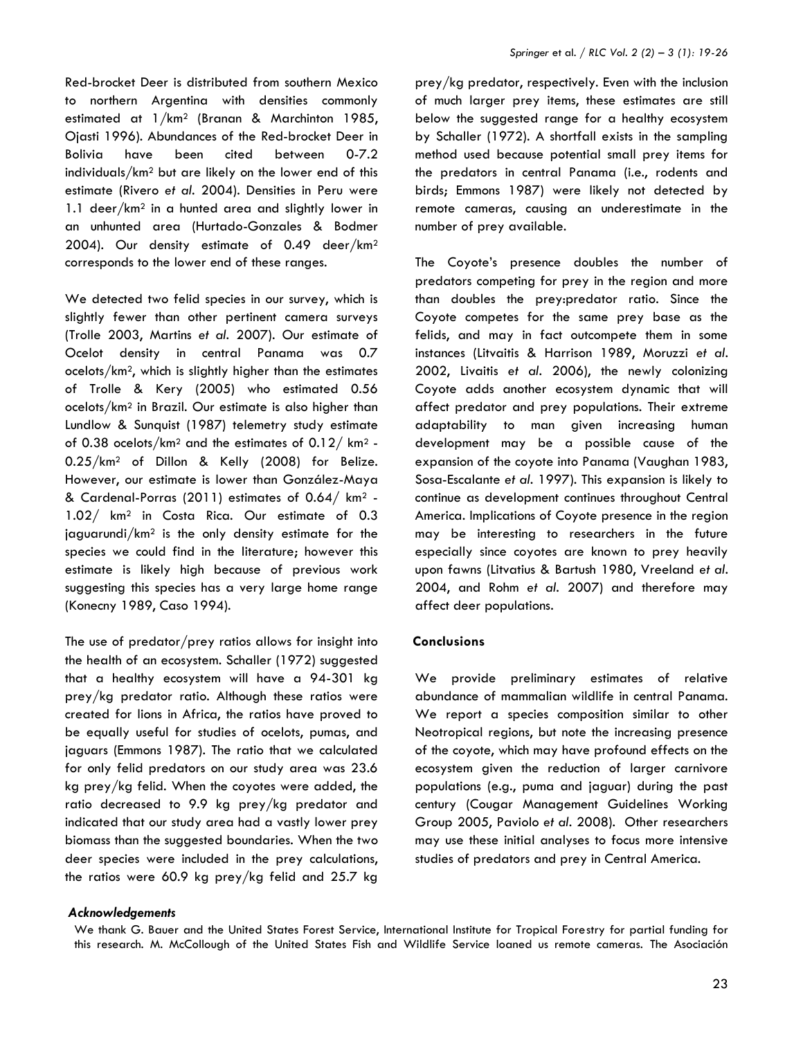Red-brocket Deer is distributed from southern Mexico to northern Argentina with densities commonly estimated at 1/km$^2$ (Branan & Marchinton 1985, Ojasti 1996). Abundances of the Red-brocket Deer in Bolivia have been cited between 0-7.2 individuals/km$^2$ but are likely on the lower end of this estimate (Rivero *et al.* 2004). Densities in Peru were 1.1 deer/km$^2$ in a hunted area and slightly lower in an unhunted area (Hurtado-Gonzales & Bodmer 2004). Our density estimate of 0.49 deer/km$^2$ corresponds to the lower end of these ranges.

We detected two felid species in our survey, which is slightly fewer than other pertinent camera surveys (Trolle 2003, Martins *et al.* 2007). Our estimate of Ocelot density in central Panama was 0.7 ocelots/km$^2$, which is slightly higher than the estimates of Trolle & Kery (2005) who estimated 0.56 ocelots/km$^2$ in Brazil. Our estimate is also higher than Lundlow & Sunquist (1987) telemetry study estimate of 0.38 ocelots/km$^2$ and the estimates of 0.12/ km$^2$ - 0.25/km$^2$ of Dillon & Kelly (2008) for Belize. However, our estimate is lower than González-Maya & Cardenal-Porras (2011) estimates of 0.64/ km$^2$ - 1.02/ km$^2$ in Costa Rica. Our estimate of 0.3 jaguarundi/km$^2$ is the only density estimate for the species we could find in the literature; however this estimate is likely high because of previous work suggesting this species has a very large home range (Konecny 1989, Caso 1994).

The use of predator/prey ratios allows for insight into the health of an ecosystem. Schaller (1972) suggested that a healthy ecosystem will have a 94-301 kg prey/kg predator ratio. Although these ratios were created for lions in Africa, the ratios have proved to be equally useful for studies of ocelots, pumas, and jaguars (Emmons 1987). The ratio that we calculated for only felid predators on our study area was 23.6 kg prey/kg felid. When the coyotes were added, the ratio decreased to 9.9 kg prey/kg predator and indicated that our study area had a vastly lower prey biomass than the suggested boundaries. When the two deer species were included in the prey calculations, the ratios were 60.9 kg prey/kg felid and 25.7 kg prey/kg predator, respectively. Even with the inclusion of much larger prey items, these estimates are still below the suggested range for a healthy ecosystem by Schaller (1972). A shortfall exists in the sampling method used because potential small prey items for the predators in central Panama (i.e., rodents and birds; Emmons 1987) were likely not detected by remote cameras, causing an underestimate in the number of prey available.

The Coyote's presence doubles the number of predators competing for prey in the region and more than doubles the prey:predator ratio. Since the Coyote competes for the same prey base as the felids, and may in fact outcompete them in some instances (Litvaitis & Harrison 1989, Moruzzi *et al.* 2002, Livaitis *et al.* 2006), the newly colonizing Coyote adds another ecosystem dynamic that will affect predator and prey populations. Their extreme adaptability to man given increasing human development may be a possible cause of the expansion of the coyote into Panama (Vaughan 1983, Sosa-Escalante *et al.* 1997). This expansion is likely to continue as development continues throughout Central America. Implications of Coyote presence in the region may be interesting to researchers in the future especially since coyotes are known to prey heavily upon fawns (Litvatius & Bartush 1980, Vreeland *et al.* 2004, and Rohm *et al.* 2007) and therefore may affect deer populations.

## Conclusions

We provide preliminary estimates of relative abundance of mammalian wildlife in central Panama. We report a species composition similar to other Neotropical regions, but note the increasing presence of the coyote, which may have profound effects on the ecosystem given the reduction of larger carnivore populations (e.g., puma and jaguar) during the past century (Cougar Management Guidelines Working Group 2005, Paviolo *et al.* 2008). Other researchers may use these initial analyses to focus more intensive studies of predators and prey in Central America.

### *Acknowledgements*

We thank G. Bauer and the United States Forest Service, International Institute for Tropical Forestry for partial funding for this research. M. McCollough of the United States Fish and Wildlife Service loaned us remote cameras. The Asociación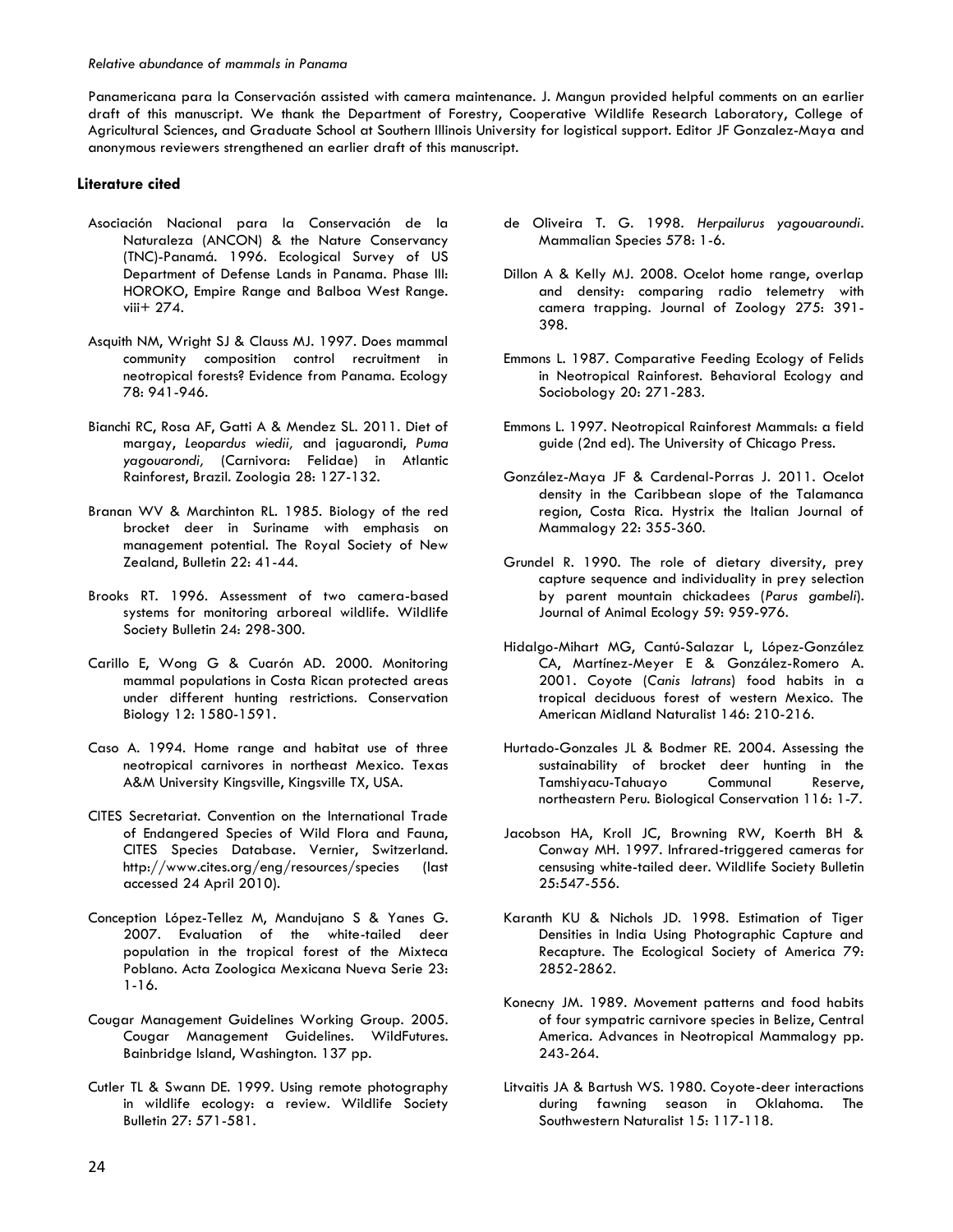Panamericana para la Conservación assisted with camera maintenance. J. Mangun provided helpful comments on an earlier draft of this manuscript. We thank the Department of Forestry, Cooperative Wildlife Research Laboratory, College of Agricultural Sciences, and Graduate School at Southern Illinois University for logistical support. Editor JF Gonzalez-Maya and anonymous reviewers strengthened an earlier draft of this manuscript.

## Literature cited

Asociación Nacional para la Conservación de la Naturaleza (ANCON) & the Nature Conservancy (TNC)-Panamá. 1996. Ecological Survey of US Department of Defense Lands in Panama. Phase III: HOROKO, Empire Range and Balboa West Range. viii+ 274.

Asquith NM, Wright SJ & Clauss MJ. 1997. Does mammal community composition control recruitment in neotropical forests? Evidence from Panama. Ecology 78: 941-946.

Bianchi RC, Rosa AF, Gatti A & Mendez SL. 2011. Diet of margay, *Leopardus wiedii,* and jaguarondi, *Puma yagouarondi,* (Carnivora: Felidae) in Atlantic Rainforest, Brazil. Zoologia 28: 127-132.

Branan WV & Marchinton RL. 1985. Biology of the red brocket deer in Suriname with emphasis on management potential. The Royal Society of New Zealand, Bulletin 22: 41-44.

Brooks RT. 1996. Assessment of two camera-based systems for monitoring arboreal wildlife. Wildlife Society Bulletin 24: 298-300.

Carillo E, Wong G & Cuarón AD. 2000. Monitoring mammal populations in Costa Rican protected areas under different hunting restrictions. Conservation Biology 12: 1580-1591.

Caso A. 1994. Home range and habitat use of three neotropical carnivores in northeast Mexico. Texas A&M University Kingsville, Kingsville TX, USA.

CITES Secretariat. Convention on the International Trade of Endangered Species of Wild Flora and Fauna, CITES Species Database. Vernier, Switzerland. http://www.cites.org/eng/resources/species (last accessed 24 April 2010).

Conception López-Tellez M, Mandujano S & Yanes G. 2007. Evaluation of the white-tailed deer population in the tropical forest of the Mixteca Poblano. Acta Zoologica Mexicana Nueva Serie 23: 1-16.

Cougar Management Guidelines Working Group. 2005. Cougar Management Guidelines. WildFutures. Bainbridge Island, Washington. 137 pp.

Cutler TL & Swann DE. 1999. Using remote photography in wildlife ecology: a review. Wildlife Society Bulletin 27: 571-581.

de Oliveira T. G. 1998. *Herpailurus yagouaroundi*. Mammalian Species 578: 1-6.

Dillon A & Kelly MJ. 2008. Ocelot home range, overlap and density: comparing radio telemetry with camera trapping. Journal of Zoology 275: 391-398.

Emmons L. 1987. Comparative Feeding Ecology of Felids in Neotropical Rainforest. Behavioral Ecology and Sociobology 20: 271-283.

Emmons L. 1997. Neotropical Rainforest Mammals: a field guide (2nd ed). The University of Chicago Press.

González-Maya JF & Cardenal-Porras J. 2011. Ocelot density in the Caribbean slope of the Talamanca region, Costa Rica. Hystrix the Italian Journal of Mammalogy 22: 355-360.

Grundel R. 1990. The role of dietary diversity, prey capture sequence and individuality in prey selection by parent mountain chickadees (*Parus gambeli*). Journal of Animal Ecology 59: 959-976.

Hidalgo-Mihart MG, Cantú-Salazar L, López-González CA, Martínez-Meyer E & González-Romero A. 2001. Coyote (*Canis latrans*) food habits in a tropical deciduous forest of western Mexico. The American Midland Naturalist 146: 210-216.

Hurtado-Gonzales JL & Bodmer RE. 2004. Assessing the sustainability of brocket deer hunting in the Tamshiyacu-Tahuayo Communal Reserve, northeastern Peru. Biological Conservation 116: 1-7.

Jacobson HA, Kroll JC, Browning RW, Koerth BH & Conway MH. 1997. Infrared-triggered cameras for censusing white-tailed deer. Wildlife Society Bulletin 25:547-556.

Karanth KU & Nichols JD. 1998. Estimation of Tiger Densities in India Using Photographic Capture and Recapture. The Ecological Society of America 79: 2852-2862.

Konecny JM. 1989. Movement patterns and food habits of four sympatric carnivore species in Belize, Central America. Advances in Neotropical Mammalogy pp. 243-264.

Litvaitis JA & Bartush WS. 1980. Coyote-deer interactions during fawning season in Oklahoma. The Southwestern Naturalist 15: 117-118.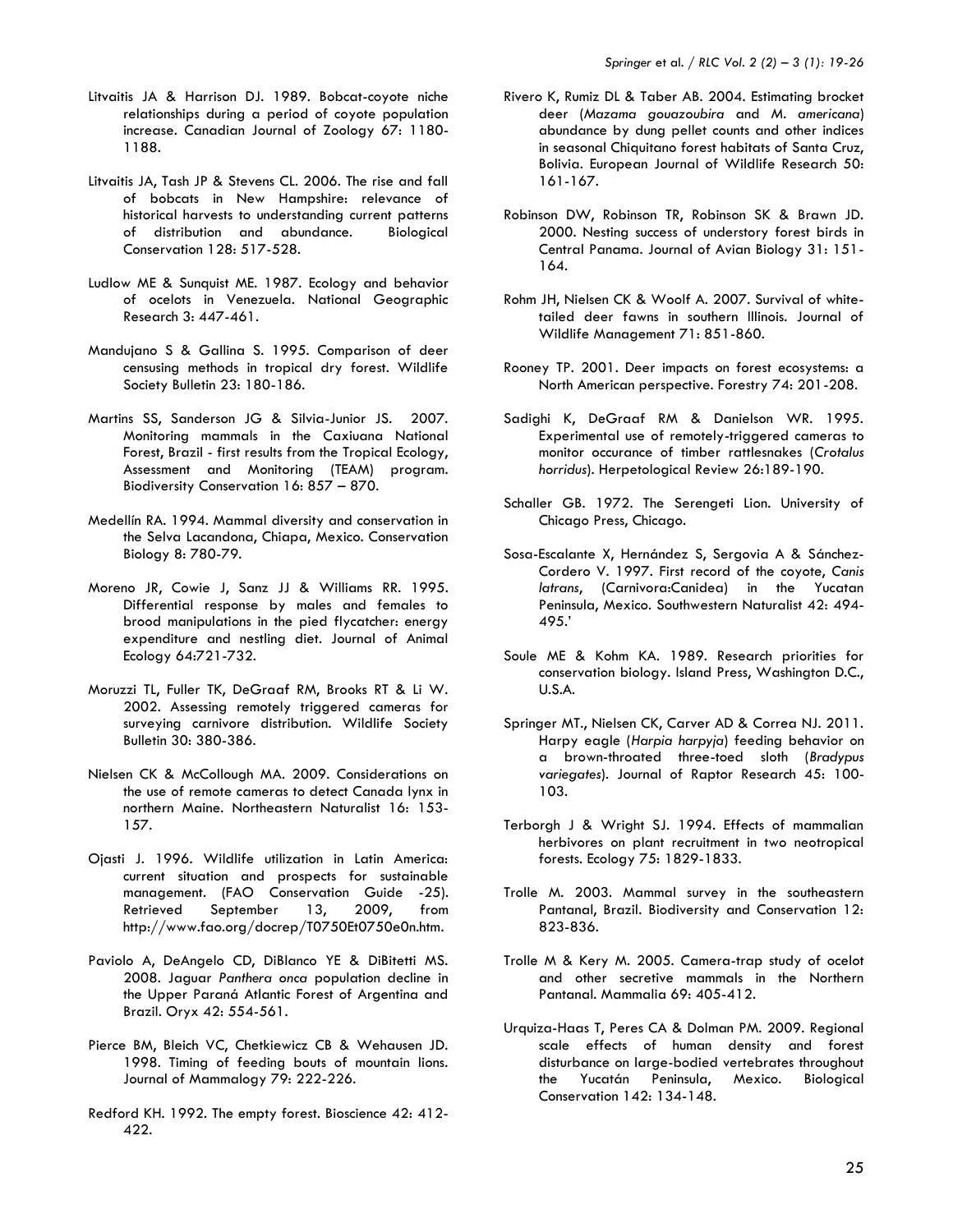Litvaitis JA & Harrison DJ. 1989. Bobcat-coyote niche relationships during a period of coyote population increase. Canadian Journal of Zoology 67: 1180-1188.

Litvaitis JA, Tash JP & Stevens CL. 2006. The rise and fall of bobcats in New Hampshire: relevance of historical harvests to understanding current patterns of distribution and abundance. Biological Conservation 128: 517-528.

Ludlow ME & Sunquist ME. 1987. Ecology and behavior of ocelots in Venezuela. National Geographic Research 3: 447-461.

Mandujano S & Gallina S. 1995. Comparison of deer censusing methods in tropical dry forest. Wildlife Society Bulletin 23: 180-186.

Martins SS, Sanderson JG & Silvia-Junior JS. 2007. Monitoring mammals in the Caxiuana National Forest, Brazil - first results from the Tropical Ecology, Assessment and Monitoring (TEAM) program. Biodiversity Conservation 16: 857 – 870.

Medellín RA. 1994. Mammal diversity and conservation in the Selva Lacandona, Chiapa, Mexico. Conservation Biology 8: 780-79.

Moreno JR, Cowie J, Sanz JJ & Williams RR. 1995. Differential response by males and females to brood manipulations in the pied flycatcher: energy expenditure and nestling diet. Journal of Animal Ecology 64:721-732.

Moruzzi TL, Fuller TK, DeGraaf RM, Brooks RT & Li W. 2002. Assessing remotely triggered cameras for surveying carnivore distribution. Wildlife Society Bulletin 30: 380-386.

Nielsen CK & McCollough MA. 2009. Considerations on the use of remote cameras to detect Canada lynx in northern Maine. Northeastern Naturalist 16: 153-157.

Ojasti J. 1996. Wildlife utilization in Latin America: current situation and prospects for sustainable management. (FAO Conservation Guide -25). Retrieved September 13, 2009, from http://www.fao.org/docrep/T0750Et0750e0n.htm.

Paviolo A, DeAngelo CD, DiBlanco YE & DiBitetti MS. 2008. Jaguar *Panthera onca* population decline in the Upper Paraná Atlantic Forest of Argentina and Brazil. Oryx 42: 554-561.

Pierce BM, Bleich VC, Chetkiewicz CB & Wehausen JD. 1998. Timing of feeding bouts of mountain lions. Journal of Mammalogy 79: 222-226.

Redford KH. 1992. The empty forest. Bioscience 42: 412-422.

Rivero K, Rumiz DL & Taber AB. 2004. Estimating brocket deer (*Mazama gouazoubira* and *M. americana*) abundance by dung pellet counts and other indices in seasonal Chiquitano forest habitats of Santa Cruz, Bolivia. European Journal of Wildlife Research 50: 161-167.

Robinson DW, Robinson TR, Robinson SK & Brawn JD. 2000. Nesting success of understory forest birds in Central Panama. Journal of Avian Biology 31: 151-164.

Rohm JH, Nielsen CK & Woolf A. 2007. Survival of white-tailed deer fawns in southern Illinois. Journal of Wildlife Management 71: 851-860.

Rooney TP. 2001. Deer impacts on forest ecosystems: a North American perspective. Forestry 74: 201-208.

Sadighi K, DeGraaf RM & Danielson WR. 1995. Experimental use of remotely-triggered cameras to monitor occurance of timber rattlesnakes (*Crotalus horridus*). Herpetological Review 26:189-190.

Schaller GB. 1972. The Serengeti Lion. University of Chicago Press, Chicago.

Sosa-Escalante X, Hernández S, Sergovia A & Sánchez-Cordero V. 1997. First record of the coyote, *Canis latrans*, (Carnivora:Canidea) in the Yucatan Peninsula, Mexico. Southwestern Naturalist 42: 494-495.'

Soule ME & Kohm KA. 1989. Research priorities for conservation biology. Island Press, Washington D.C., U.S.A.

Springer MT., Nielsen CK, Carver AD & Correa NJ. 2011. Harpy eagle (*Harpia harpyja*) feeding behavior on a brown-throated three-toed sloth (*Bradypus variegates*). Journal of Raptor Research 45: 100-103.

Terborgh J & Wright SJ. 1994. Effects of mammalian herbivores on plant recruitment in two neotropical forests. Ecology 75: 1829-1833.

Trolle M. 2003. Mammal survey in the southeastern Pantanal, Brazil. Biodiversity and Conservation 12: 823-836.

Trolle M & Kery M. 2005. Camera-trap study of ocelot and other secretive mammals in the Northern Pantanal. Mammalia 69: 405-412.

Urquiza-Haas T, Peres CA & Dolman PM. 2009. Regional scale effects of human density and forest disturbance on large-bodied vertebrates throughout the Yucatán Peninsula, Mexico. Biological Conservation 142: 134-148.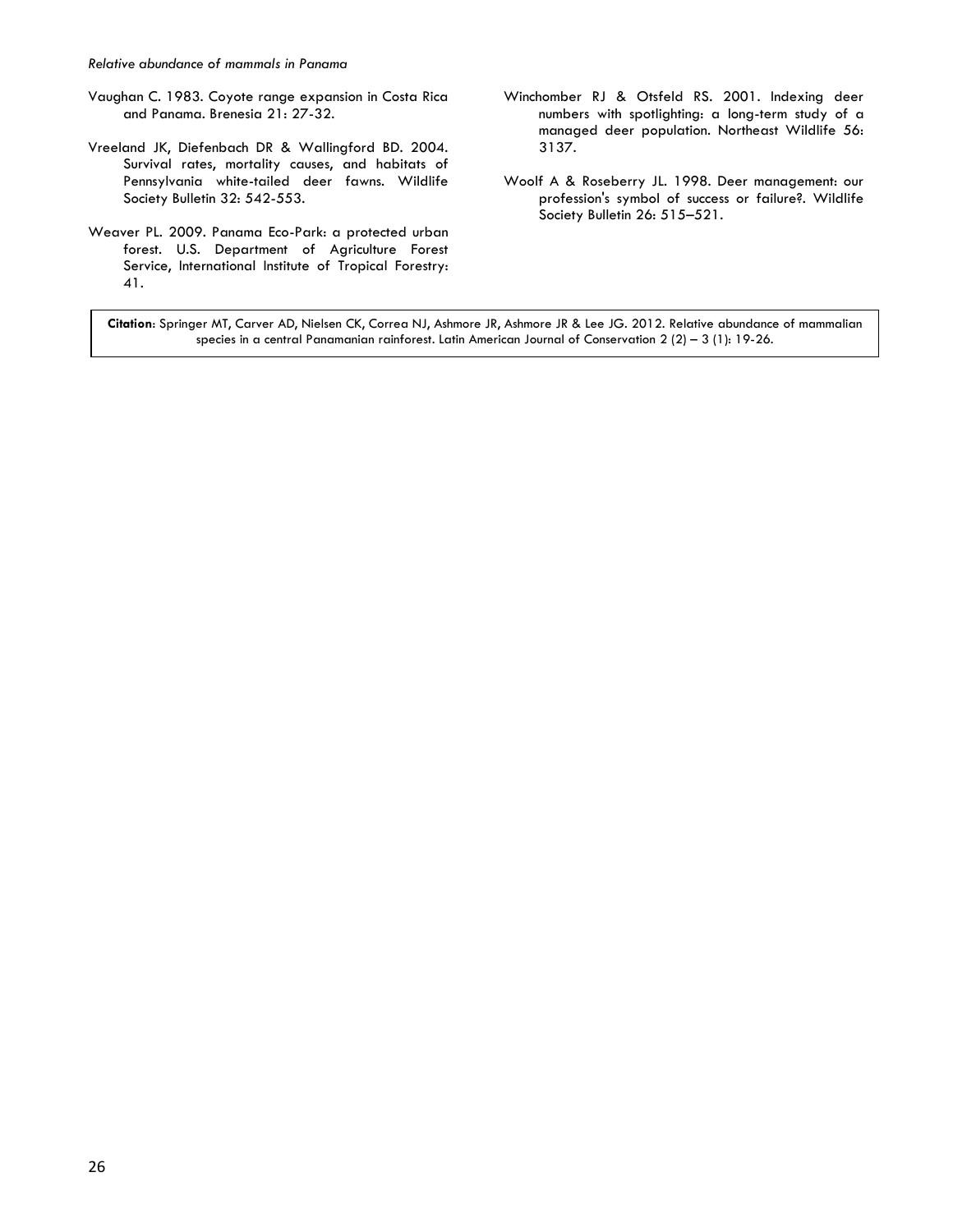Vaughan C. 1983. Coyote range expansion in Costa Rica and Panama. Brenesia 21: 27-32.

Vreeland JK, Diefenbach DR & Wallingford BD. 2004. Survival rates, mortality causes, and habitats of Pennsylvania white-tailed deer fawns. Wildlife Society Bulletin 32: 542-553.

Weaver PL. 2009. Panama Eco-Park: a protected urban forest. U.S. Department of Agriculture Forest Service, International Institute of Tropical Forestry: 41.

Winchomber RJ & Otsfeld RS. 2001. Indexing deer numbers with spotlighting: a long-term study of a managed deer population. Northeast Wildlife 56: 3137.

Woolf A & Roseberry JL. 1998. Deer management: our profession's symbol of success or failure?. Wildlife Society Bulletin 26: 515–521.

**Citation**: Springer MT, Carver AD, Nielsen CK, Correa NJ, Ashmore JR, Ashmore JR & Lee JG. 2012. Relative abundance of mammalian species in a central Panamanian rainforest. Latin American Journal of Conservation 2 (2) – 3 (1): 19-26.